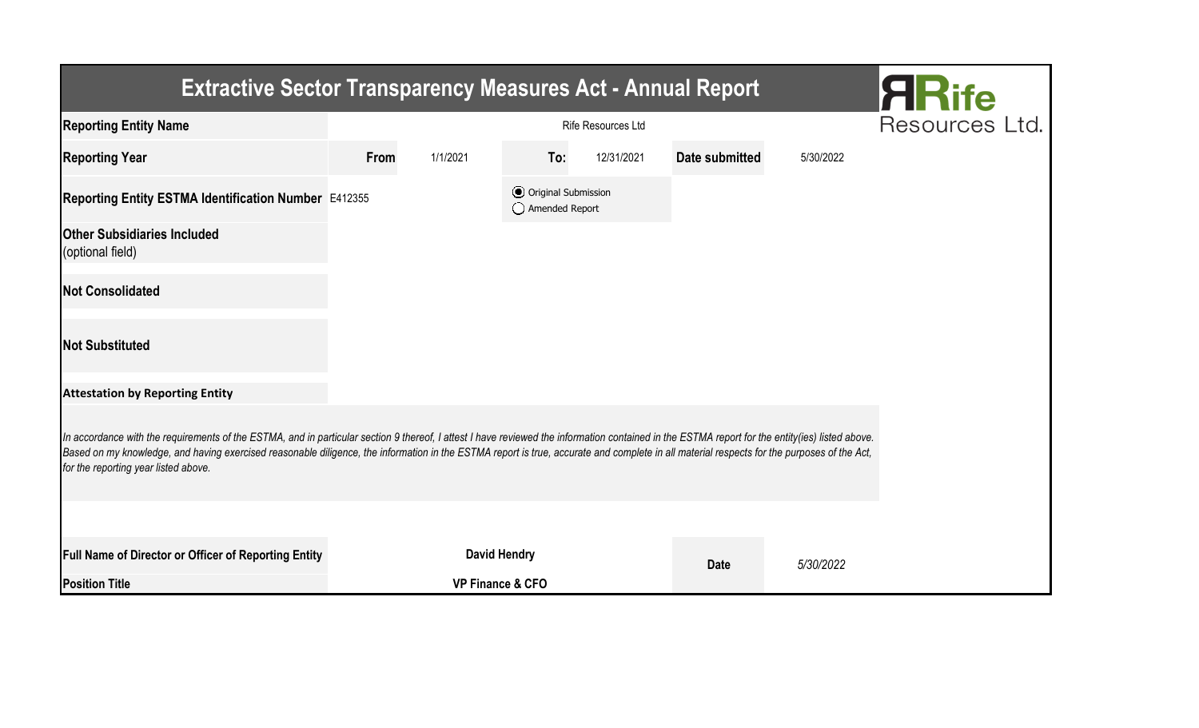# Extractive Sector Transparency Measures Act - Annual Report

Rife Resources Ltd.

| | | | | | | |
|---|---|---|---|---|---|---|
| **Reporting Entity Name** | | | Rife Resources Ltd | | | |
| **Reporting Year** | **From** | 1/1/2021 | **To:** | 12/31/2021 | **Date submitted** | 5/30/2022 |
| **Reporting Entity ESTMA Identification Number** | E412355 | | (●) Original Submission ( ) Amended Report | | | |
| **Other Subsidiaries Included** (optional field) | | | | | | |
| **Not Consolidated** | | | | | | |
| **Not Substituted** | | | | | | |

**Attestation by Reporting Entity**

*In accordance with the requirements of the ESTMA, and in particular section 9 thereof, I attest I have reviewed the information contained in the ESTMA report for the entity(ies) listed above. Based on my knowledge, and having exercised reasonable diligence, the information in the ESTMA report is true, accurate and complete in all material respects for the purposes of the Act, for the reporting year listed above.*

| | | | |
|---|---|---|---|
| **Full Name of Director or Officer of Reporting Entity** | **David Hendry** | **Date** | *5/30/2022* |
| **Position Title** | **VP Finance & CFO** | | |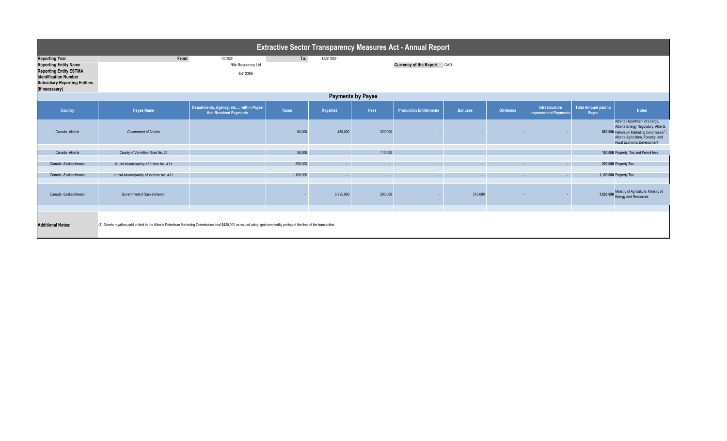# Extractive Sector Transparency Measures Act - Annual Report

| | | | | |
|---|---|---|---|---|
| **Reporting Year** | From: | 1/1/2021 | To: | 12/31/2021 |
| **Reporting Entity Name** | | Rife Resources Ltd | | **Currency of the Report** CAD |
| **Reporting Entity ESTMA Identification Number** | | E412355 | | |
| **Subsidiary Reporting Entities (if necessary)** | | | | |

## Payments by Payee

| Country | Payee Name | Departments, Agency, etc.... within Payee that Received Payments | Taxes | Royalties | Fees | Production Entitlements | Bonuses | Dividends | Infrastructure Improvement Payments | Total Amount paid to Payee | Notes |
|---|---|---|---|---|---|---|---|---|---|---|---|
| Canada -Alberta | Government of Alberta | | 80,000 | 450,000 | 220,000 | - | - | - | - | 860,000 | Alberta Department of Energy, Alberta Energy Regulatory, Alberta Petroleum Marketing Commission[1], Alberta Agriculture, Forestry, and Rural Economic Development |
| Canada -Alberta | County of Vermilion River No. 24 | | 50,000 | | 110,000 | | | | | 160,000 | Property Tax and Permit fees |
| Canada -Saskatchewan | Rural Municipality of Eldon No. 471 | | 290,000 | - | - | - | - | - | - | 290,000 | Property Tax |
| Canada -Saskatchewan | Rural Municipality of Wilton No. 472 | | 1,100,000 | - | - | - | - | - | - | 1,100,000 | Property Tax |
| Canada -Saskatchewan | Government of Saskatchewan | | - | 6,790,000 | 200,000 | - | 510,000 | - | - | 7,500,000 | Ministry of Agriculture, Ministry of Energy and Resources |

**Additional Notes:** (1) Alberta royalties paid in-kind to the Alberta Petroleum Marketing Commission total $420,000 as valued using spot commodity pricing at the time of the transaction.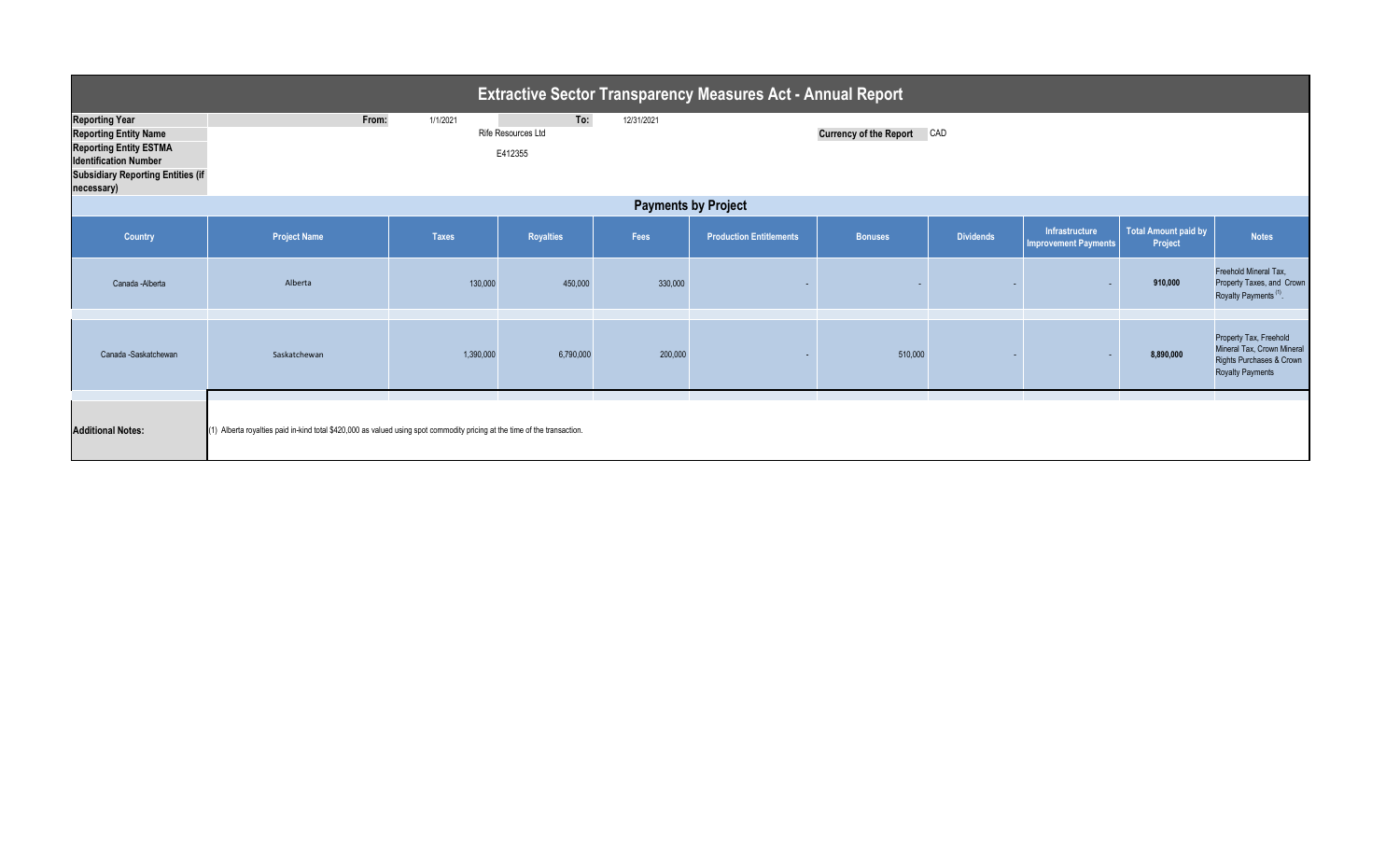# Extractive Sector Transparency Measures Act - Annual Report

| | | | | |
|---|---|---|---|---|
| **Reporting Year** | From: | 1/1/2021 | To: | 12/31/2021 |
| **Reporting Entity Name** | Rife Resources Ltd | | **Currency of the Report** | CAD |
| **Reporting Entity ESTMA Identification Number** | E412355 | | | |
| **Subsidiary Reporting Entities (if necessary)** | | | | |

## Payments by Project

| Country | Project Name | Taxes | Royalties | Fees | Production Entitlements | Bonuses | Dividends | Infrastructure Improvement Payments | Total Amount paid by Project | Notes |
|---|---|---|---|---|---|---|---|---|---|---|
| Canada -Alberta | Alberta | 130,000 | 450,000 | 330,000 | - | - | - | - | **910,000** | Freehold Mineral Tax, Property Taxes, and Crown Royalty Payments [1]. |
| Canada -Saskatchewan | Saskatchewan | 1,390,000 | 6,790,000 | 200,000 | - | 510,000 | - | - | **8,890,000** | Property Tax, Freehold Mineral Tax, Crown Mineral Rights Purchases & Crown Royalty Payments |

**Additional Notes:**

(1) Alberta royalties paid in-kind total $420,000 as valued using spot commodity pricing at the time of the transaction.